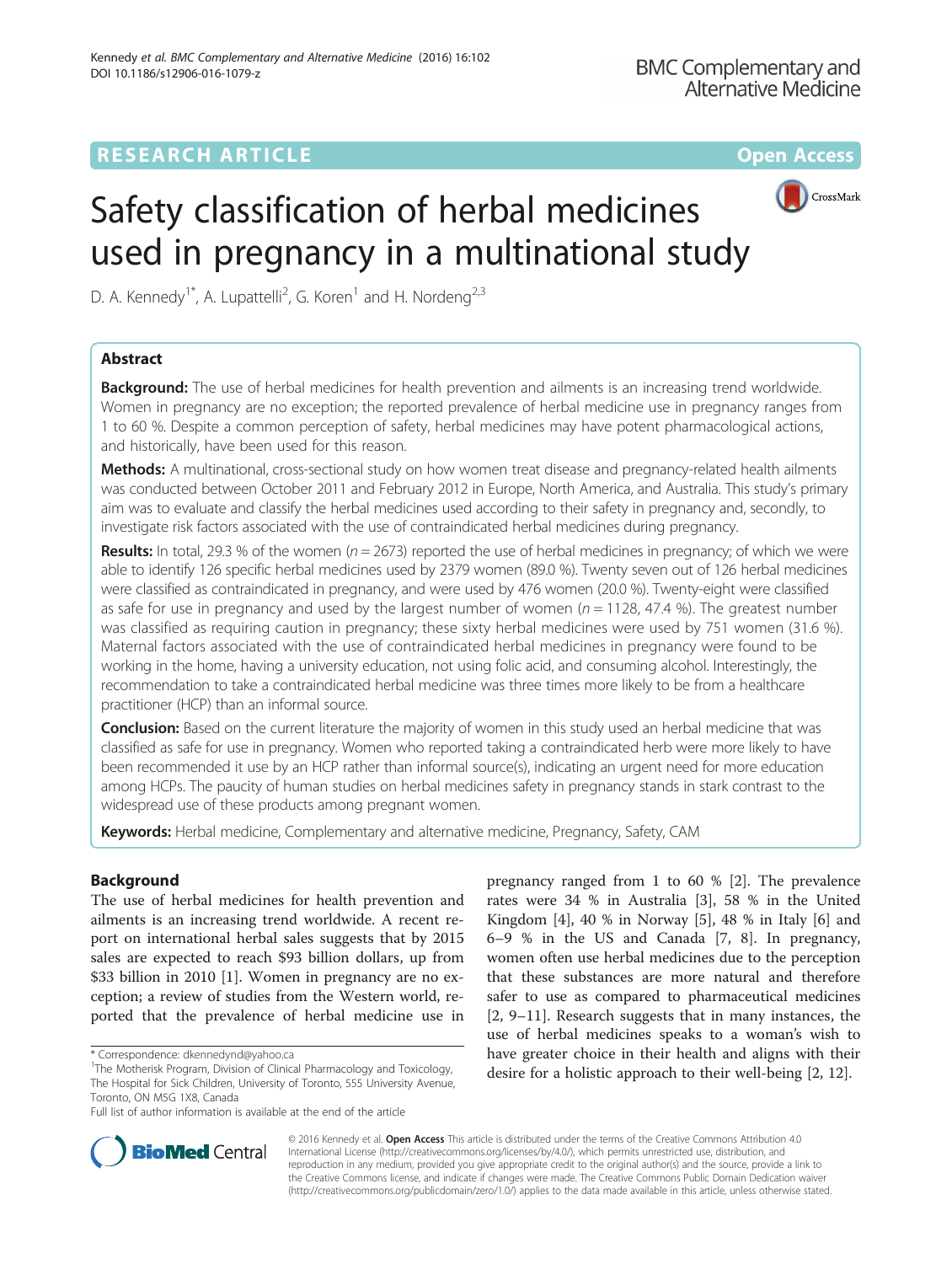# Safety classification of herbal medicines used in pregnancy in a multinational study

D. A. Kennedy[1*], A. Lupattelli[2], G. Koren[1] and H. Nordeng[2,3]

## Abstract

**Background:** The use of herbal medicines for health prevention and ailments is an increasing trend worldwide. Women in pregnancy are no exception; the reported prevalence of herbal medicine use in pregnancy ranges from 1 to 60 %. Despite a common perception of safety, herbal medicines may have potent pharmacological actions, and historically, have been used for this reason.

**Methods:** A multinational, cross-sectional study on how women treat disease and pregnancy-related health ailments was conducted between October 2011 and February 2012 in Europe, North America, and Australia. This study's primary aim was to evaluate and classify the herbal medicines used according to their safety in pregnancy and, secondly, to investigate risk factors associated with the use of contraindicated herbal medicines during pregnancy.

**Results:** In total, 29.3 % of the women ($n = 2673$) reported the use of herbal medicines in pregnancy; of which we were able to identify 126 specific herbal medicines used by 2379 women (89.0 %). Twenty seven out of 126 herbal medicines were classified as contraindicated in pregnancy, and were used by 476 women (20.0 %). Twenty-eight were classified as safe for use in pregnancy and used by the largest number of women ($n = 1128$, 47.4 %). The greatest number was classified as requiring caution in pregnancy; these sixty herbal medicines were used by 751 women (31.6 %). Maternal factors associated with the use of contraindicated herbal medicines in pregnancy were found to be working in the home, having a university education, not using folic acid, and consuming alcohol. Interestingly, the recommendation to take a contraindicated herbal medicine was three times more likely to be from a healthcare practitioner (HCP) than an informal source.

**Conclusion:** Based on the current literature the majority of women in this study used an herbal medicine that was classified as safe for use in pregnancy. Women who reported taking a contraindicated herb were more likely to have been recommended it use by an HCP rather than informal source(s), indicating an urgent need for more education among HCPs. The paucity of human studies on herbal medicines safety in pregnancy stands in stark contrast to the widespread use of these products among pregnant women.

**Keywords:** Herbal medicine, Complementary and alternative medicine, Pregnancy, Safety, CAM

## Background

The use of herbal medicines for health prevention and ailments is an increasing trend worldwide. A recent report on international herbal sales suggests that by 2015 sales are expected to reach $93 billion dollars, up from $33 billion in 2010 [1]. Women in pregnancy are no exception; a review of studies from the Western world, reported that the prevalence of herbal medicine use in pregnancy ranged from 1 to 60 % [2]. The prevalence rates were 34 % in Australia [3], 58 % in the United Kingdom [4], 40 % in Norway [5], 48 % in Italy [6] and 6–9 % in the US and Canada [7, 8]. In pregnancy, women often use herbal medicines due to the perception that these substances are more natural and therefore safer to use as compared to pharmaceutical medicines [2, 9–11]. Research suggests that in many instances, the use of herbal medicines speaks to a woman's wish to have greater choice in their health and aligns with their desire for a holistic approach to their well-being [2, 12].

* Correspondence: dkennedynd@yahoo.ca
[1]The Motherisk Program, Division of Clinical Pharmacology and Toxicology, The Hospital for Sick Children, University of Toronto, 555 University Avenue, Toronto, ON M5G 1X8, Canada
Full list of author information is available at the end of the article

© 2016 Kennedy et al. **Open Access** This article is distributed under the terms of the Creative Commons Attribution 4.0 International License (http://creativecommons.org/licenses/by/4.0/), which permits unrestricted use, distribution, and reproduction in any medium, provided you give appropriate credit to the original author(s) and the source, provide a link to the Creative Commons license, and indicate if changes were made. The Creative Commons Public Domain Dedication waiver (http://creativecommons.org/publicdomain/zero/1.0/) applies to the data made available in this article, unless otherwise stated.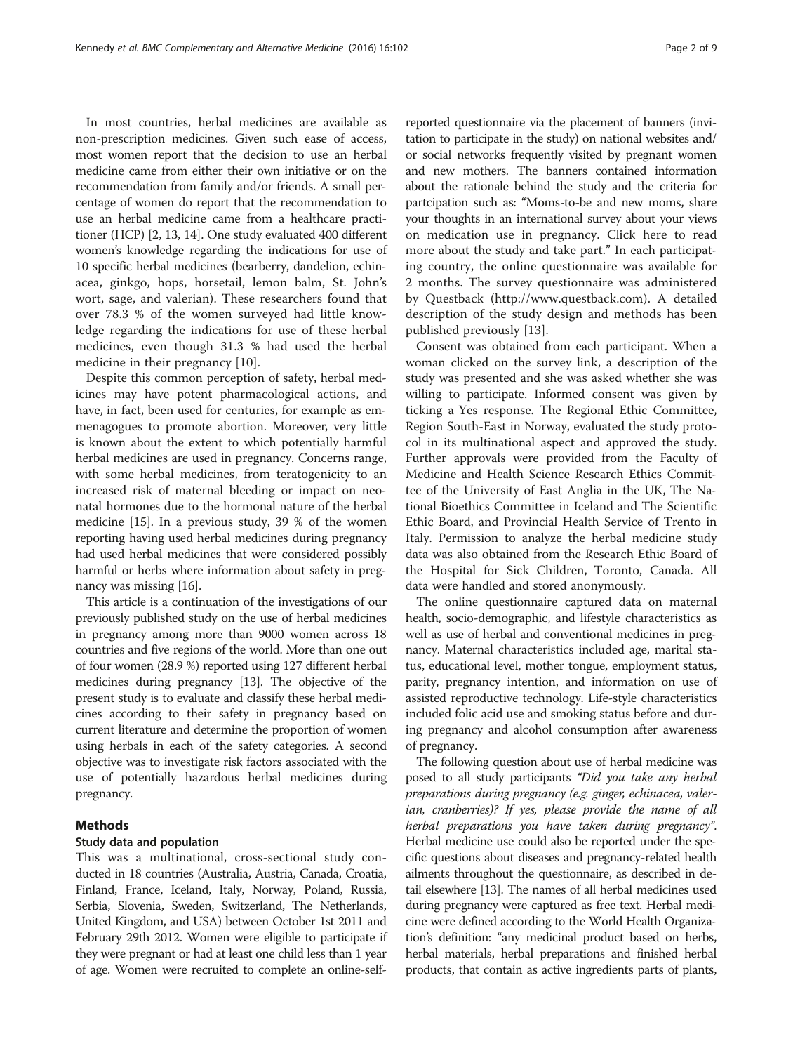In most countries, herbal medicines are available as non-prescription medicines. Given such ease of access, most women report that the decision to use an herbal medicine came from either their own initiative or on the recommendation from family and/or friends. A small percentage of women do report that the recommendation to use an herbal medicine came from a healthcare practitioner (HCP) [2, 13, 14]. One study evaluated 400 different women's knowledge regarding the indications for use of 10 specific herbal medicines (bearberry, dandelion, echinacea, ginkgo, hops, horsetail, lemon balm, St. John's wort, sage, and valerian). These researchers found that over 78.3 % of the women surveyed had little knowledge regarding the indications for use of these herbal medicines, even though 31.3 % had used the herbal medicine in their pregnancy [10].

Despite this common perception of safety, herbal medicines may have potent pharmacological actions, and have, in fact, been used for centuries, for example as emmenagogues to promote abortion. Moreover, very little is known about the extent to which potentially harmful herbal medicines are used in pregnancy. Concerns range, with some herbal medicines, from teratogenicity to an increased risk of maternal bleeding or impact on neonatal hormones due to the hormonal nature of the herbal medicine [15]. In a previous study, 39 % of the women reporting having used herbal medicines during pregnancy had used herbal medicines that were considered possibly harmful or herbs where information about safety in pregnancy was missing [16].

This article is a continuation of the investigations of our previously published study on the use of herbal medicines in pregnancy among more than 9000 women across 18 countries and five regions of the world. More than one out of four women (28.9 %) reported using 127 different herbal medicines during pregnancy [13]. The objective of the present study is to evaluate and classify these herbal medicines according to their safety in pregnancy based on current literature and determine the proportion of women using herbals in each of the safety categories. A second objective was to investigate risk factors associated with the use of potentially hazardous herbal medicines during pregnancy.

## Methods

### Study data and population

This was a multinational, cross-sectional study conducted in 18 countries (Australia, Austria, Canada, Croatia, Finland, France, Iceland, Italy, Norway, Poland, Russia, Serbia, Slovenia, Sweden, Switzerland, The Netherlands, United Kingdom, and USA) between October 1st 2011 and February 29th 2012. Women were eligible to participate if they were pregnant or had at least one child less than 1 year of age. Women were recruited to complete an online-self-reported questionnaire via the placement of banners (invitation to participate in the study) on national websites and/or social networks frequently visited by pregnant women and new mothers. The banners contained information about the rationale behind the study and the criteria for partcipation such as: "Moms-to-be and new moms, share your thoughts in an international survey about your views on medication use in pregnancy. Click here to read more about the study and take part." In each participating country, the online questionnaire was available for 2 months. The survey questionnaire was administered by Questback (http://www.questback.com). A detailed description of the study design and methods has been published previously [13].

Consent was obtained from each participant. When a woman clicked on the survey link, a description of the study was presented and she was asked whether she was willing to participate. Informed consent was given by ticking a Yes response. The Regional Ethic Committee, Region South-East in Norway, evaluated the study protocol in its multinational aspect and approved the study. Further approvals were provided from the Faculty of Medicine and Health Science Research Ethics Committee of the University of East Anglia in the UK, The National Bioethics Committee in Iceland and The Scientific Ethic Board, and Provincial Health Service of Trento in Italy. Permission to analyze the herbal medicine study data was also obtained from the Research Ethic Board of the Hospital for Sick Children, Toronto, Canada. All data were handled and stored anonymously.

The online questionnaire captured data on maternal health, socio-demographic, and lifestyle characteristics as well as use of herbal and conventional medicines in pregnancy. Maternal characteristics included age, marital status, educational level, mother tongue, employment status, parity, pregnancy intention, and information on use of assisted reproductive technology. Life-style characteristics included folic acid use and smoking status before and during pregnancy and alcohol consumption after awareness of pregnancy.

The following question about use of herbal medicine was posed to all study participants *"Did you take any herbal preparations during pregnancy (e.g. ginger, echinacea, valerian, cranberries)? If yes, please provide the name of all herbal preparations you have taken during pregnancy"*. Herbal medicine use could also be reported under the specific questions about diseases and pregnancy-related health ailments throughout the questionnaire, as described in detail elsewhere [13]. The names of all herbal medicines used during pregnancy were captured as free text. Herbal medicine were defined according to the World Health Organization's definition: "any medicinal product based on herbs, herbal materials, herbal preparations and finished herbal products, that contain as active ingredients parts of plants,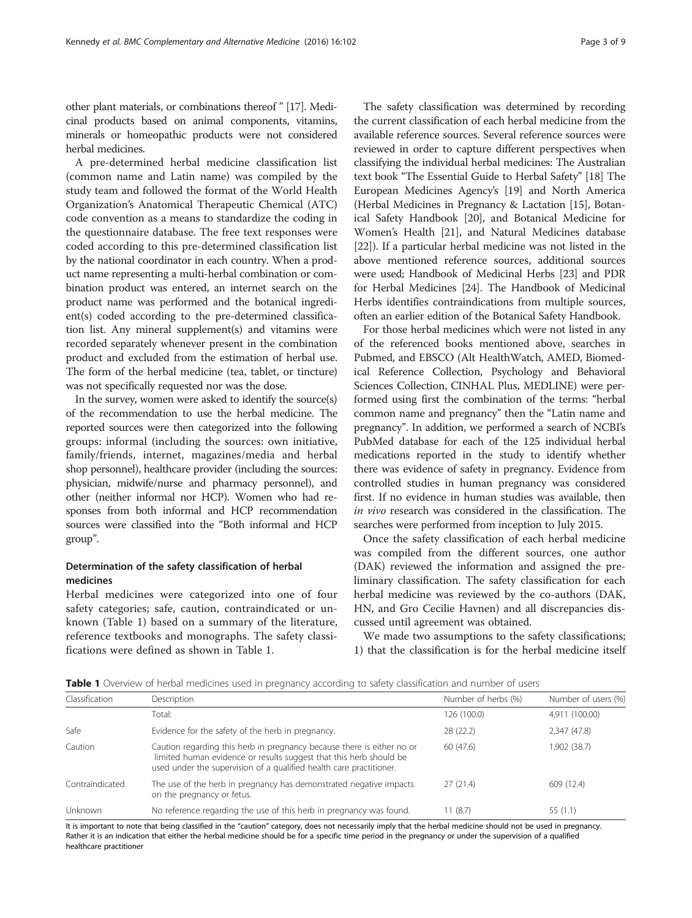other plant materials, or combinations thereof " [17]. Medicinal products based on animal components, vitamins, minerals or homeopathic products were not considered herbal medicines.

A pre-determined herbal medicine classification list (common name and Latin name) was compiled by the study team and followed the format of the World Health Organization's Anatomical Therapeutic Chemical (ATC) code convention as a means to standardize the coding in the questionnaire database. The free text responses were coded according to this pre-determined classification list by the national coordinator in each country. When a product name representing a multi-herbal combination or combination product was entered, an internet search on the product name was performed and the botanical ingredient(s) coded according to the pre-determined classification list. Any mineral supplement(s) and vitamins were recorded separately whenever present in the combination product and excluded from the estimation of herbal use. The form of the herbal medicine (tea, tablet, or tincture) was not specifically requested nor was the dose.

In the survey, women were asked to identify the source(s) of the recommendation to use the herbal medicine. The reported sources were then categorized into the following groups: informal (including the sources: own initiative, family/friends, internet, magazines/media and herbal shop personnel), healthcare provider (including the sources: physician, midwife/nurse and pharmacy personnel), and other (neither informal nor HCP). Women who had responses from both informal and HCP recommendation sources were classified into the "Both informal and HCP group".

### Determination of the safety classification of herbal medicines

Herbal medicines were categorized into one of four safety categories; safe, caution, contraindicated or unknown (Table 1) based on a summary of the literature, reference textbooks and monographs. The safety classifications were defined as shown in Table 1.

The safety classification was determined by recording the current classification of each herbal medicine from the available reference sources. Several reference sources were reviewed in order to capture different perspectives when classifying the individual herbal medicines: The Australian text book "The Essential Guide to Herbal Safety" [18] The European Medicines Agency's [19] and North America (Herbal Medicines in Pregnancy & Lactation [15], Botanical Safety Handbook [20], and Botanical Medicine for Women's Health [21], and Natural Medicines database [22]). If a particular herbal medicine was not listed in the above mentioned reference sources, additional sources were used; Handbook of Medicinal Herbs [23] and PDR for Herbal Medicines [24]. The Handbook of Medicinal Herbs identifies contraindications from multiple sources, often an earlier edition of the Botanical Safety Handbook.

For those herbal medicines which were not listed in any of the referenced books mentioned above, searches in Pubmed, and EBSCO (Alt HealthWatch, AMED, Biomedical Reference Collection, Psychology and Behavioral Sciences Collection, CINHAL Plus, MEDLINE) were performed using first the combination of the terms: "herbal common name and pregnancy" then the "Latin name and pregnancy". In addition, we performed a search of NCBI's PubMed database for each of the 125 individual herbal medications reported in the study to identify whether there was evidence of safety in pregnancy. Evidence from controlled studies in human pregnancy was considered first. If no evidence in human studies was available, then *in vivo* research was considered in the classification. The searches were performed from inception to July 2015.

Once the safety classification of each herbal medicine was compiled from the different sources, one author (DAK) reviewed the information and assigned the preliminary classification. The safety classification for each herbal medicine was reviewed by the co-authors (DAK, HN, and Gro Cecilie Havnen) and all discrepancies discussed until agreement was obtained.

We made two assumptions to the safety classifications; 1) that the classification is for the herbal medicine itself

**Table 1** Overview of herbal medicines used in pregnancy according to safety classification and number of users

| Classification | Description | Number of herbs (%) | Number of users (%) |
|---|---|---|---|
| | Total: | 126 (100.0) | 4,911 (100.00) |
| Safe | Evidence for the safety of the herb in pregnancy. | 28 (22.2) | 2,347 (47.8) |
| Caution | Caution regarding this herb in pregnancy because there is either no or limited human evidence or results suggest that this herb should be used under the supervision of a qualified health care practitioner. | 60 (47.6) | 1,902 (38.7) |
| Contraindicated | The use of the herb in pregnancy has demonstrated negative impacts on the pregnancy or fetus. | 27 (21.4) | 609 (12.4) |
| Unknown | No reference regarding the use of this herb in pregnancy was found. | 11 (8.7) | 55 (1.1) |

It is important to note that being classified in the "caution" category, does not necessarily imply that the herbal medicine should not be used in pregnancy. Rather it is an indication that either the herbal medicine should be for a specific time period in the pregnancy or under the supervision of a qualified healthcare practitioner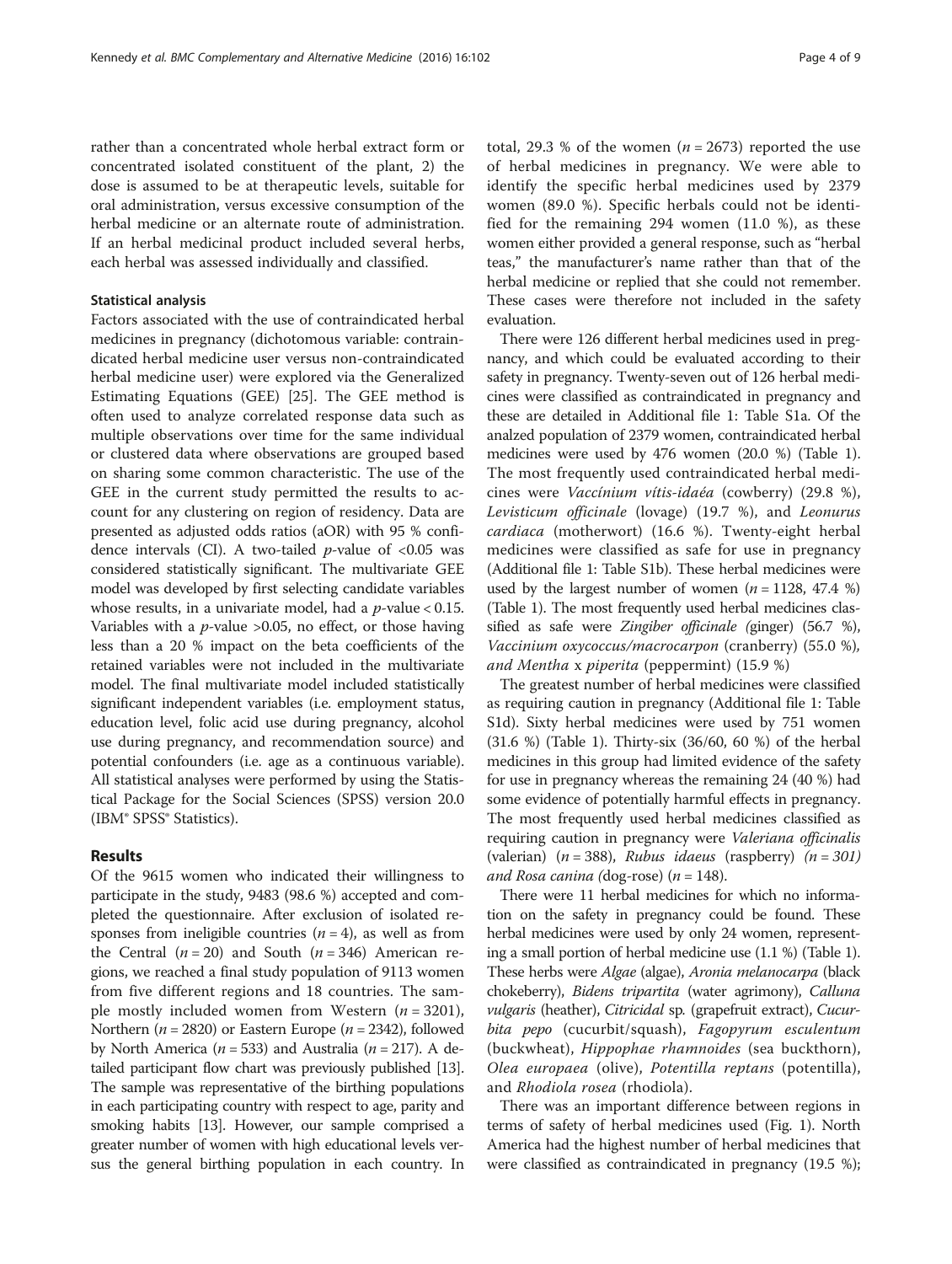rather than a concentrated whole herbal extract form or concentrated isolated constituent of the plant, 2) the dose is assumed to be at therapeutic levels, suitable for oral administration, versus excessive consumption of the herbal medicine or an alternate route of administration. If an herbal medicinal product included several herbs, each herbal was assessed individually and classified.

### Statistical analysis

Factors associated with the use of contraindicated herbal medicines in pregnancy (dichotomous variable: contraindicated herbal medicine user versus non-contraindicated herbal medicine user) were explored via the Generalized Estimating Equations (GEE) [25]. The GEE method is often used to analyze correlated response data such as multiple observations over time for the same individual or clustered data where observations are grouped based on sharing some common characteristic. The use of the GEE in the current study permitted the results to account for any clustering on region of residency. Data are presented as adjusted odds ratios (aOR) with 95 % confidence intervals (CI). A two-tailed $p$-value of <0.05 was considered statistically significant. The multivariate GEE model was developed by first selecting candidate variables whose results, in a univariate model, had a $p$-value < 0.15. Variables with a $p$-value >0.05, no effect, or those having less than a 20 % impact on the beta coefficients of the retained variables were not included in the multivariate model. The final multivariate model included statistically significant independent variables (i.e. employment status, education level, folic acid use during pregnancy, alcohol use during pregnancy, and recommendation source) and potential confounders (i.e. age as a continuous variable). All statistical analyses were performed by using the Statistical Package for the Social Sciences (SPSS) version 20.0 (IBM® SPSS® Statistics).

## Results

Of the 9615 women who indicated their willingness to participate in the study, 9483 (98.6 %) accepted and completed the questionnaire. After exclusion of isolated responses from ineligible countries ($n = 4$), as well as from the Central ($n = 20$) and South ($n = 346$) American regions, we reached a final study population of 9113 women from five different regions and 18 countries. The sample mostly included women from Western ($n = 3201$), Northern ($n = 2820$) or Eastern Europe ($n = 2342$), followed by North America ($n = 533$) and Australia ($n = 217$). A detailed participant flow chart was previously published [13]. The sample was representative of the birthing populations in each participating country with respect to age, parity and smoking habits [13]. However, our sample comprised a greater number of women with high educational levels versus the general birthing population in each country. In total, 29.3 % of the women ($n = 2673$) reported the use of herbal medicines in pregnancy. We were able to identify the specific herbal medicines used by 2379 women (89.0 %). Specific herbals could not be identified for the remaining 294 women (11.0 %), as these women either provided a general response, such as "herbal teas," the manufacturer's name rather than that of the herbal medicine or replied that she could not remember. These cases were therefore not included in the safety evaluation.

There were 126 different herbal medicines used in pregnancy, and which could be evaluated according to their safety in pregnancy. Twenty-seven out of 126 herbal medicines were classified as contraindicated in pregnancy and these are detailed in Additional file 1: Table S1a. Of the analzed population of 2379 women, contraindicated herbal medicines were used by 476 women (20.0 %) (Table 1). The most frequently used contraindicated herbal medicines were *Vaccínium vítis-idaéa* (cowberry) (29.8 %), *Levisticum officinale* (lovage) (19.7 %), and *Leonurus cardiaca* (motherwort) (16.6 %). Twenty-eight herbal medicines were classified as safe for use in pregnancy (Additional file 1: Table S1b). These herbal medicines were used by the largest number of women ($n = 1128$, 47.4 %) (Table 1). The most frequently used herbal medicines classified as safe were *Zingiber officinale* (ginger) (56.7 %), *Vaccinium oxycoccus/macrocarpon* (cranberry) (55.0 %), *and Mentha* x *piperita* (peppermint) (15.9 %)

The greatest number of herbal medicines were classified as requiring caution in pregnancy (Additional file 1: Table S1d). Sixty herbal medicines were used by 751 women (31.6 %) (Table 1). Thirty-six (36/60, 60 %) of the herbal medicines in this group had limited evidence of the safety for use in pregnancy whereas the remaining 24 (40 %) had some evidence of potentially harmful effects in pregnancy. The most frequently used herbal medicines classified as requiring caution in pregnancy were *Valeriana officinalis* (valerian) ($n = 388$), *Rubus idaeus* (raspberry) ($n = 301$) *and Rosa canina* (dog-rose) ($n = 148$).

There were 11 herbal medicines for which no information on the safety in pregnancy could be found. These herbal medicines were used by only 24 women, representing a small portion of herbal medicine use (1.1 %) (Table 1). These herbs were *Algae* (algae), *Aronia melanocarpa* (black chokeberry), *Bidens tripartita* (water agrimony), *Calluna vulgaris* (heather), *Citricidal* sp. (grapefruit extract), *Cucurbita pepo* (cucurbit/squash), *Fagopyrum esculentum* (buckwheat), *Hippophae rhamnoides* (sea buckthorn), *Olea europaea* (olive), *Potentilla reptans* (potentilla), and *Rhodiola rosea* (rhodiola).

There was an important difference between regions in terms of safety of herbal medicines used (Fig. 1). North America had the highest number of herbal medicines that were classified as contraindicated in pregnancy (19.5 %);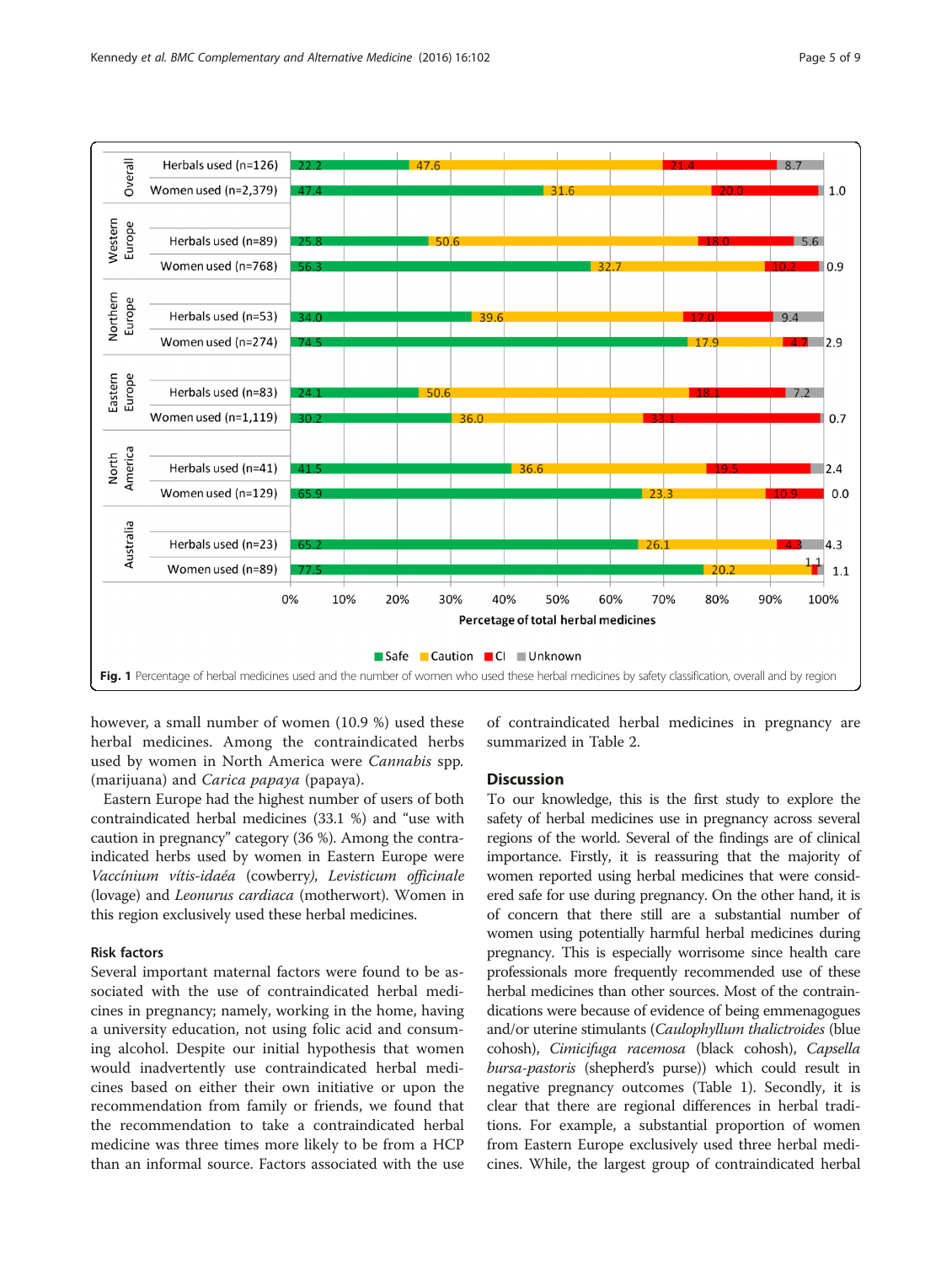Fig. 1 Percentage of herbal medicines used and the number of women who used these herbal medicines by safety classification, overall and by region

however, a small number of women (10.9 %) used these herbal medicines. Among the contraindicated herbs used by women in North America were *Cannabis* spp. (marijuana) and *Carica papaya* (papaya).

Eastern Europe had the highest number of users of both contraindicated herbal medicines (33.1 %) and "use with caution in pregnancy" category (36 %). Among the contraindicated herbs used by women in Eastern Europe were *Vaccínium vítis-idaéa* (cowberry), *Levisticum officinale* (lovage) and *Leonurus cardiaca* (motherwort). Women in this region exclusively used these herbal medicines.

### Risk factors

Several important maternal factors were found to be associated with the use of contraindicated herbal medicines in pregnancy; namely, working in the home, having a university education, not using folic acid and consuming alcohol. Despite our initial hypothesis that women would inadvertently use contraindicated herbal medicines based on either their own initiative or upon the recommendation from family or friends, we found that the recommendation to take a contraindicated herbal medicine was three times more likely to be from a HCP than an informal source. Factors associated with the use of contraindicated herbal medicines in pregnancy are summarized in Table 2.

## Discussion

To our knowledge, this is the first study to explore the safety of herbal medicines use in pregnancy across several regions of the world. Several of the findings are of clinical importance. Firstly, it is reassuring that the majority of women reported using herbal medicines that were considered safe for use during pregnancy. On the other hand, it is of concern that there still are a substantial number of women using potentially harmful herbal medicines during pregnancy. This is especially worrisome since health care professionals more frequently recommended use of these herbal medicines than other sources. Most of the contraindications were because of evidence of being emmenagogues and/or uterine stimulants (*Caulophyllum thalictroides* (blue cohosh), *Cimicifuga racemosa* (black cohosh), *Capsella bursa-pastoris* (shepherd's purse)) which could result in negative pregnancy outcomes (Table 1). Secondly, it is clear that there are regional differences in herbal traditions. For example, a substantial proportion of women from Eastern Europe exclusively used three herbal medicines. While, the largest group of contraindicated herbal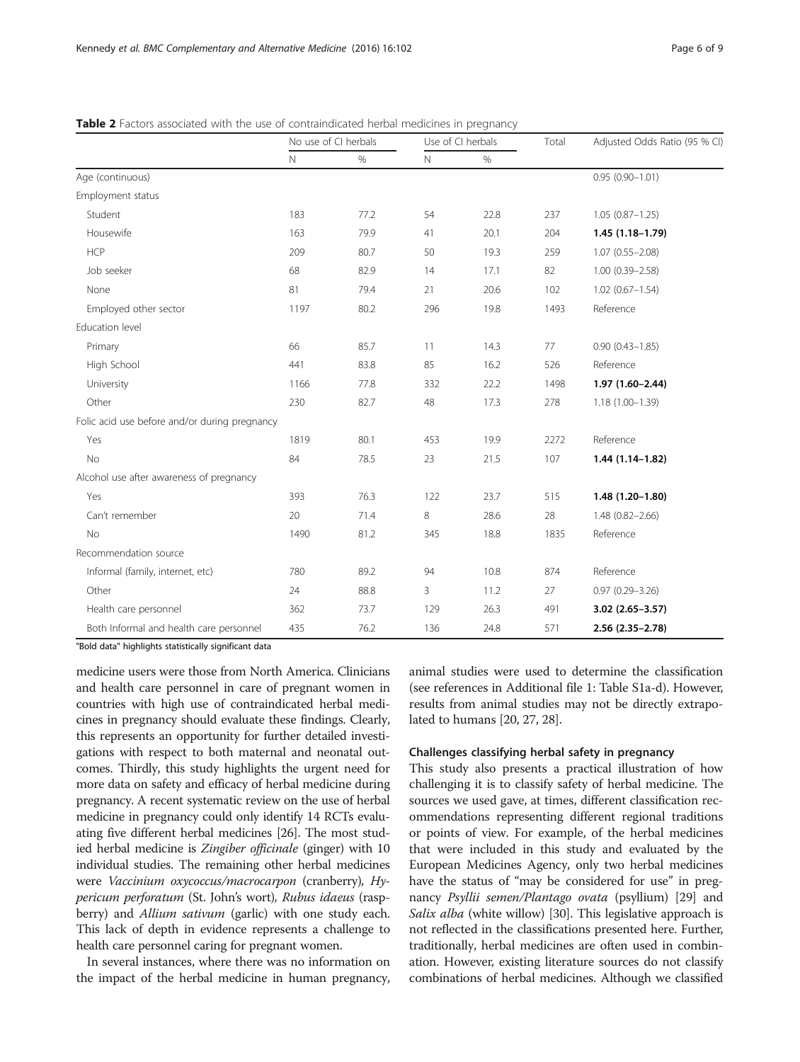**Table 2** Factors associated with the use of contraindicated herbal medicines in pregnancy

| | No use of CI herbals | | Use of CI herbals | | Total | Adjusted Odds Ratio (95 % CI) |
|---|---|---|---|---|---|---|
| | N | % | N | % | | |
| Age (continuous) | | | | | | 0.95 (0.90–1.01) |
| Employment status | | | | | | |
| Student | 183 | 77.2 | 54 | 22.8 | 237 | 1.05 (0.87–1.25) |
| Housewife | 163 | 79.9 | 41 | 20.1 | 204 | **1.45 (1.18–1.79)** |
| HCP | 209 | 80.7 | 50 | 19.3 | 259 | 1.07 (0.55–2.08) |
| Job seeker | 68 | 82.9 | 14 | 17.1 | 82 | 1.00 (0.39–2.58) |
| None | 81 | 79.4 | 21 | 20.6 | 102 | 1.02 (0.67–1.54) |
| Employed other sector | 1197 | 80.2 | 296 | 19.8 | 1493 | Reference |
| Education level | | | | | | |
| Primary | 66 | 85.7 | 11 | 14.3 | 77 | 0.90 (0.43–1.85) |
| High School | 441 | 83.8 | 85 | 16.2 | 526 | Reference |
| University | 1166 | 77.8 | 332 | 22.2 | 1498 | **1.97 (1.60–2.44)** |
| Other | 230 | 82.7 | 48 | 17.3 | 278 | 1.18 (1.00–1.39) |
| Folic acid use before and/or during pregnancy | | | | | | |
| Yes | 1819 | 80.1 | 453 | 19.9 | 2272 | Reference |
| No | 84 | 78.5 | 23 | 21.5 | 107 | **1.44 (1.14–1.82)** |
| Alcohol use after awareness of pregnancy | | | | | | |
| Yes | 393 | 76.3 | 122 | 23.7 | 515 | **1.48 (1.20–1.80)** |
| Can't remember | 20 | 71.4 | 8 | 28.6 | 28 | 1.48 (0.82–2.66) |
| No | 1490 | 81.2 | 345 | 18.8 | 1835 | Reference |
| Recommendation source | | | | | | |
| Informal (family, internet, etc) | 780 | 89.2 | 94 | 10.8 | 874 | Reference |
| Other | 24 | 88.8 | 3 | 11.2 | 27 | 0.97 (0.29–3.26) |
| Health care personnel | 362 | 73.7 | 129 | 26.3 | 491 | **3.02 (2.65–3.57)** |
| Both Informal and health care personnel | 435 | 76.2 | 136 | 24.8 | 571 | **2.56 (2.35–2.78)** |

"Bold data" highlights statistically significant data

medicine users were those from North America. Clinicians and health care personnel in care of pregnant women in countries with high use of contraindicated herbal medicines in pregnancy should evaluate these findings. Clearly, this represents an opportunity for further detailed investigations with respect to both maternal and neonatal outcomes. Thirdly, this study highlights the urgent need for more data on safety and efficacy of herbal medicine during pregnancy. A recent systematic review on the use of herbal medicine in pregnancy could only identify 14 RCTs evaluating five different herbal medicines [26]. The most studied herbal medicine is *Zingiber officinale* (ginger) with 10 individual studies. The remaining other herbal medicines were *Vaccinium oxycoccus/macrocarpon* (cranberry), *Hypericum perforatum* (St. John's wort), *Rubus idaeus* (raspberry) and *Allium sativum* (garlic) with one study each. This lack of depth in evidence represents a challenge to health care personnel caring for pregnant women.

In several instances, where there was no information on the impact of the herbal medicine in human pregnancy, animal studies were used to determine the classification (see references in Additional file 1: Table S1a-d). However, results from animal studies may not be directly extrapolated to humans [20, 27, 28].

### Challenges classifying herbal safety in pregnancy

This study also presents a practical illustration of how challenging it is to classify safety of herbal medicine. The sources we used gave, at times, different classification recommendations representing different regional traditions or points of view. For example, of the herbal medicines that were included in this study and evaluated by the European Medicines Agency, only two herbal medicines have the status of "may be considered for use" in pregnancy *Psyllii semen/Plantago ovata* (psyllium) [29] and *Salix alba* (white willow) [30]. This legislative approach is not reflected in the classifications presented here. Further, traditionally, herbal medicines are often used in combination. However, existing literature sources do not classify combinations of herbal medicines. Although we classified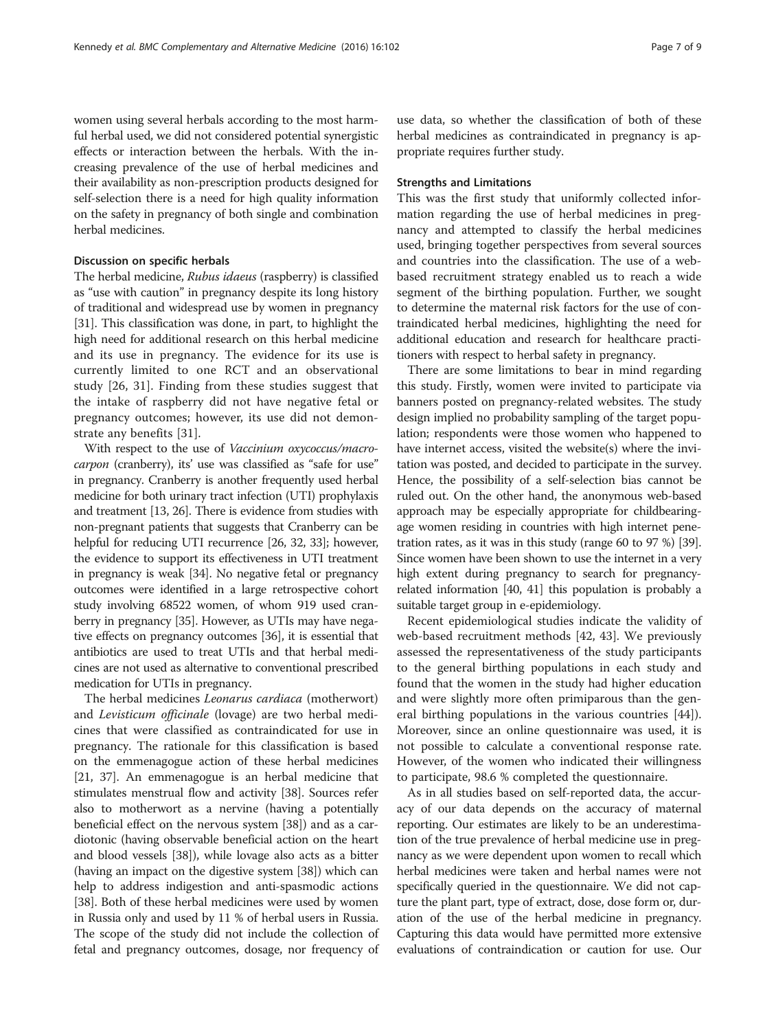women using several herbals according to the most harmful herbal used, we did not considered potential synergistic effects or interaction between the herbals. With the increasing prevalence of the use of herbal medicines and their availability as non-prescription products designed for self-selection there is a need for high quality information on the safety in pregnancy of both single and combination herbal medicines.

### Discussion on specific herbals

The herbal medicine, *Rubus idaeus* (raspberry) is classified as "use with caution" in pregnancy despite its long history of traditional and widespread use by women in pregnancy [31]. This classification was done, in part, to highlight the high need for additional research on this herbal medicine and its use in pregnancy. The evidence for its use is currently limited to one RCT and an observational study [26, 31]. Finding from these studies suggest that the intake of raspberry did not have negative fetal or pregnancy outcomes; however, its use did not demonstrate any benefits [31].

With respect to the use of *Vaccinium oxycoccus/macrocarpon* (cranberry), its' use was classified as "safe for use" in pregnancy. Cranberry is another frequently used herbal medicine for both urinary tract infection (UTI) prophylaxis and treatment [13, 26]. There is evidence from studies with non-pregnant patients that suggests that Cranberry can be helpful for reducing UTI recurrence [26, 32, 33]; however, the evidence to support its effectiveness in UTI treatment in pregnancy is weak [34]. No negative fetal or pregnancy outcomes were identified in a large retrospective cohort study involving 68522 women, of whom 919 used cranberry in pregnancy [35]. However, as UTIs may have negative effects on pregnancy outcomes [36], it is essential that antibiotics are used to treat UTIs and that herbal medicines are not used as alternative to conventional prescribed medication for UTIs in pregnancy.

The herbal medicines *Leonarus cardiaca* (motherwort) and *Levisticum officinale* (lovage) are two herbal medicines that were classified as contraindicated for use in pregnancy. The rationale for this classification is based on the emmenagogue action of these herbal medicines [21, 37]. An emmenagogue is an herbal medicine that stimulates menstrual flow and activity [38]. Sources refer also to motherwort as a nervine (having a potentially beneficial effect on the nervous system [38]) and as a cardiotonic (having observable beneficial action on the heart and blood vessels [38]), while lovage also acts as a bitter (having an impact on the digestive system [38]) which can help to address indigestion and anti-spasmodic actions [38]. Both of these herbal medicines were used by women in Russia only and used by 11 % of herbal users in Russia. The scope of the study did not include the collection of fetal and pregnancy outcomes, dosage, nor frequency of use data, so whether the classification of both of these herbal medicines as contraindicated in pregnancy is appropriate requires further study.

### Strengths and Limitations

This was the first study that uniformly collected information regarding the use of herbal medicines in pregnancy and attempted to classify the herbal medicines used, bringing together perspectives from several sources and countries into the classification. The use of a web-based recruitment strategy enabled us to reach a wide segment of the birthing population. Further, we sought to determine the maternal risk factors for the use of contraindicated herbal medicines, highlighting the need for additional education and research for healthcare practitioners with respect to herbal safety in pregnancy.

There are some limitations to bear in mind regarding this study. Firstly, women were invited to participate via banners posted on pregnancy-related websites. The study design implied no probability sampling of the target population; respondents were those women who happened to have internet access, visited the website(s) where the invitation was posted, and decided to participate in the survey. Hence, the possibility of a self-selection bias cannot be ruled out. On the other hand, the anonymous web-based approach may be especially appropriate for childbearing-age women residing in countries with high internet penetration rates, as it was in this study (range 60 to 97 %) [39]. Since women have been shown to use the internet in a very high extent during pregnancy to search for pregnancy-related information [40, 41] this population is probably a suitable target group in e-epidemiology.

Recent epidemiological studies indicate the validity of web-based recruitment methods [42, 43]. We previously assessed the representativeness of the study participants to the general birthing populations in each study and found that the women in the study had higher education and were slightly more often primiparous than the general birthing populations in the various countries [44]). Moreover, since an online questionnaire was used, it is not possible to calculate a conventional response rate. However, of the women who indicated their willingness to participate, 98.6 % completed the questionnaire.

As in all studies based on self-reported data, the accuracy of our data depends on the accuracy of maternal reporting. Our estimates are likely to be an underestimation of the true prevalence of herbal medicine use in pregnancy as we were dependent upon women to recall which herbal medicines were taken and herbal names were not specifically queried in the questionnaire. We did not capture the plant part, type of extract, dose, dose form or, duration of the use of the herbal medicine in pregnancy. Capturing this data would have permitted more extensive evaluations of contraindication or caution for use. Our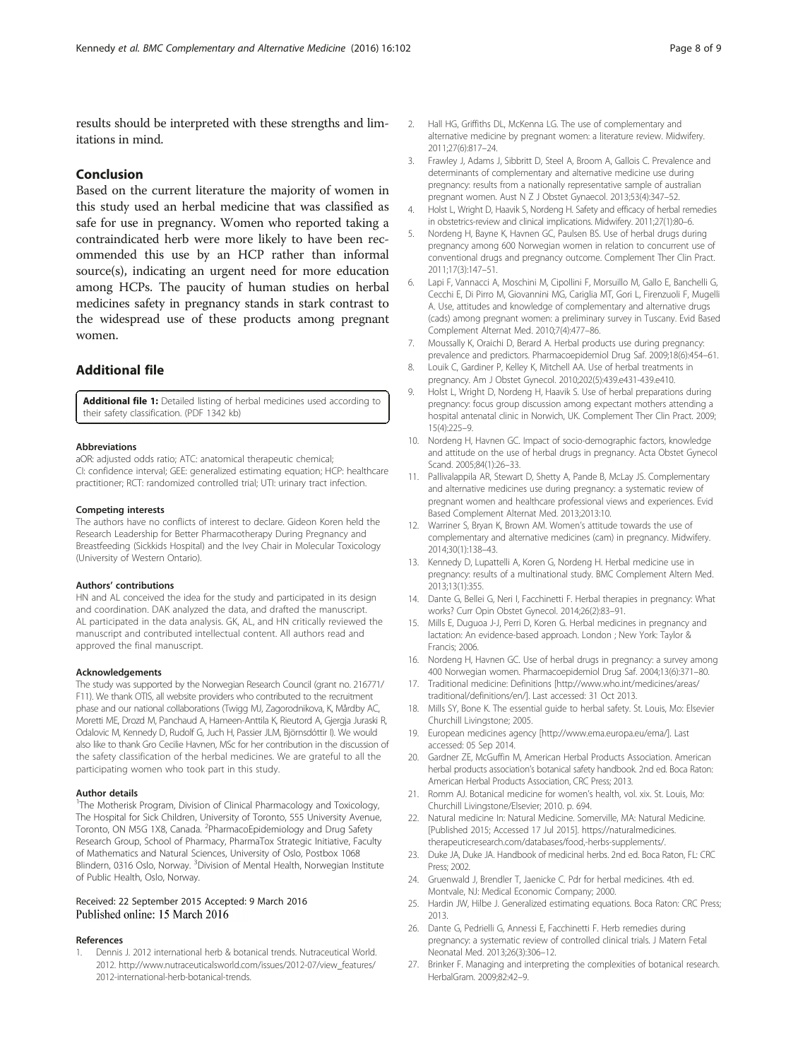results should be interpreted with these strengths and limitations in mind.

## Conclusion

Based on the current literature the majority of women in this study used an herbal medicine that was classified as safe for use in pregnancy. Women who reported taking a contraindicated herb were more likely to have been recommended this use by an HCP rather than informal source(s), indicating an urgent need for more education among HCPs. The paucity of human studies on herbal medicines safety in pregnancy stands in stark contrast to the widespread use of these products among pregnant women.

## Additional file

**Additional file 1:** Detailed listing of herbal medicines used according to their safety classification. (PDF 1342 kb)

#### Abbreviations

aOR: adjusted odds ratio; ATC: anatomical therapeutic chemical; CI: confidence interval; GEE: generalized estimating equation; HCP: healthcare practitioner; RCT: randomized controlled trial; UTI: urinary tract infection.

#### Competing interests

The authors have no conflicts of interest to declare. Gideon Koren held the Research Leadership for Better Pharmacotherapy During Pregnancy and Breastfeeding (Sickkids Hospital) and the Ivey Chair in Molecular Toxicology (University of Western Ontario).

#### Authors' contributions

HN and AL conceived the idea for the study and participated in its design and coordination. DAK analyzed the data, and drafted the manuscript. AL participated in the data analysis. GK, AL, and HN critically reviewed the manuscript and contributed intellectual content. All authors read and approved the final manuscript.

#### Acknowledgements

The study was supported by the Norwegian Research Council (grant no. 216771/F11). We thank OTIS, all website providers who contributed to the recruitment phase and our national collaborations (Twigg MJ, Zagorodnikova, K, Mårdby AC, Moretti ME, Drozd M, Panchaud A, Hameen-Anttila K, Rieutord A, Gjergja Juraski R, Odalovic M, Kennedy D, Rudolf G, Juch H, Passier JLM, Björnsdóttir I). We would also like to thank Gro Cecilie Havnen, MSc for her contribution in the discussion of the safety classification of the herbal medicines. We are grateful to all the participating women who took part in this study.

#### Author details

[1]The Motherisk Program, Division of Clinical Pharmacology and Toxicology, The Hospital for Sick Children, University of Toronto, 555 University Avenue, Toronto, ON M5G 1X8, Canada. [2]PharmacoEpidemiology and Drug Safety Research Group, School of Pharmacy, PharmaTox Strategic Initiative, Faculty of Mathematics and Natural Sciences, University of Oslo, Postbox 1068 Blindern, 0316 Oslo, Norway. [3]Division of Mental Health, Norwegian Institute of Public Health, Oslo, Norway.

Received: 22 September 2015 Accepted: 9 March 2016
Published online: 15 March 2016

#### References

1. Dennis J. 2012 international herb & botanical trends. Nutraceutical World. 2012. http://www.nutraceuticalsworld.com/issues/2012-07/view_features/2012-international-herb-botanical-trends.
2. Hall HG, Griffiths DL, McKenna LG. The use of complementary and alternative medicine by pregnant women: a literature review. Midwifery. 2011;27(6):817–24.
3. Frawley J, Adams J, Sibbritt D, Steel A, Broom A, Gallois C. Prevalence and determinants of complementary and alternative medicine use during pregnancy: results from a nationally representative sample of australian pregnant women. Aust N Z J Obstet Gynaecol. 2013;53(4):347–52.
4. Holst L, Wright D, Haavik S, Nordeng H. Safety and efficacy of herbal remedies in obstetrics-review and clinical implications. Midwifery. 2011;27(1):80–6.
5. Nordeng H, Bayne K, Havnen GC, Paulsen BS. Use of herbal drugs during pregnancy among 600 Norwegian women in relation to concurrent use of conventional drugs and pregnancy outcome. Complement Ther Clin Pract. 2011;17(3):147–51.
6. Lapi F, Vannacci A, Moschini M, Cipollini F, Morsuillo M, Gallo E, Banchelli G, Cecchi E, Di Pirro M, Giovannini MG, Cariglia MT, Gori L, Firenzuoli F, Mugelli A. Use, attitudes and knowledge of complementary and alternative drugs (cads) among pregnant women: a preliminary survey in Tuscany. Evid Based Complement Alternat Med. 2010;7(4):477–86.
7. Moussally K, Oraichi D, Berard A. Herbal products use during pregnancy: prevalence and predictors. Pharmacoepidemiol Drug Saf. 2009;18(6):454–61.
8. Louik C, Gardiner P, Kelley K, Mitchell AA. Use of herbal treatments in pregnancy. Am J Obstet Gynecol. 2010;202(5):439.e431-439.e410.
9. Holst L, Wright D, Nordeng H, Haavik S. Use of herbal preparations during pregnancy: focus group discussion among expectant mothers attending a hospital antenatal clinic in Norwich, UK. Complement Ther Clin Pract. 2009;15(4):225–9.
10. Nordeng H, Havnen GC. Impact of socio-demographic factors, knowledge and attitude on the use of herbal drugs in pregnancy. Acta Obstet Gynecol Scand. 2005;84(1):26–33.
11. Pallivalappila AR, Stewart D, Shetty A, Pande B, McLay JS. Complementary and alternative medicines use during pregnancy: a systematic review of pregnant women and healthcare professional views and experiences. Evid Based Complement Alternat Med. 2013;2013:10.
12. Warriner S, Bryan K, Brown AM. Women's attitude towards the use of complementary and alternative medicines (cam) in pregnancy. Midwifery. 2014;30(1):138–43.
13. Kennedy D, Lupattelli A, Koren G, Nordeng H. Herbal medicine use in pregnancy: results of a multinational study. BMC Complement Altern Med. 2013;13(1):355.
14. Dante G, Bellei G, Neri I, Facchinetti F. Herbal therapies in pregnancy: What works? Curr Opin Obstet Gynecol. 2014;26(2):83–91.
15. Mills E, Duguoa J-J, Perri D, Koren G. Herbal medicines in pregnancy and lactation: An evidence-based approach. London ; New York: Taylor & Francis; 2006.
16. Nordeng H, Havnen GC. Use of herbal drugs in pregnancy: a survey among 400 Norwegian women. Pharmacoepidemiol Drug Saf. 2004;13(6):371–80.
17. Traditional medicine: Definitions [http://www.who.int/medicines/areas/traditional/definitions/en/]. Last accessed: 31 Oct 2013.
18. Mills SY, Bone K. The essential guide to herbal safety. St. Louis, Mo: Elsevier Churchill Livingstone; 2005.
19. European medicines agency [http://www.ema.europa.eu/ema/]. Last accessed: 05 Sep 2014.
20. Gardner ZE, McGuffin M, American Herbal Products Association. American herbal products association's botanical safety handbook. 2nd ed. Boca Raton: American Herbal Products Association, CRC Press; 2013.
21. Romm AJ. Botanical medicine for women's health, vol. xix. St. Louis, Mo: Churchill Livingstone/Elsevier; 2010. p. 694.
22. Natural medicine In: Natural Medicine. Somerville, MA: Natural Medicine. [Published 2015; Accessed 17 Jul 2015]. https://naturalmedicines.therapeuticresearch.com/databases/food,-herbs-supplements/.
23. Duke JA, Duke JA. Handbook of medicinal herbs. 2nd ed. Boca Raton, FL: CRC Press; 2002.
24. Gruenwald J, Brendler T, Jaenicke C. Pdr for herbal medicines. 4th ed. Montvale, NJ: Medical Economic Company; 2000.
25. Hardin JW, Hilbe J. Generalized estimating equations. Boca Raton: CRC Press; 2013.
26. Dante G, Pedrielli G, Annessi E, Facchinetti F. Herb remedies during pregnancy: a systematic review of controlled clinical trials. J Matern Fetal Neonatal Med. 2013;26(3):306–12.
27. Brinker F. Managing and interpreting the complexities of botanical research. HerbalGram. 2009;82:42–9.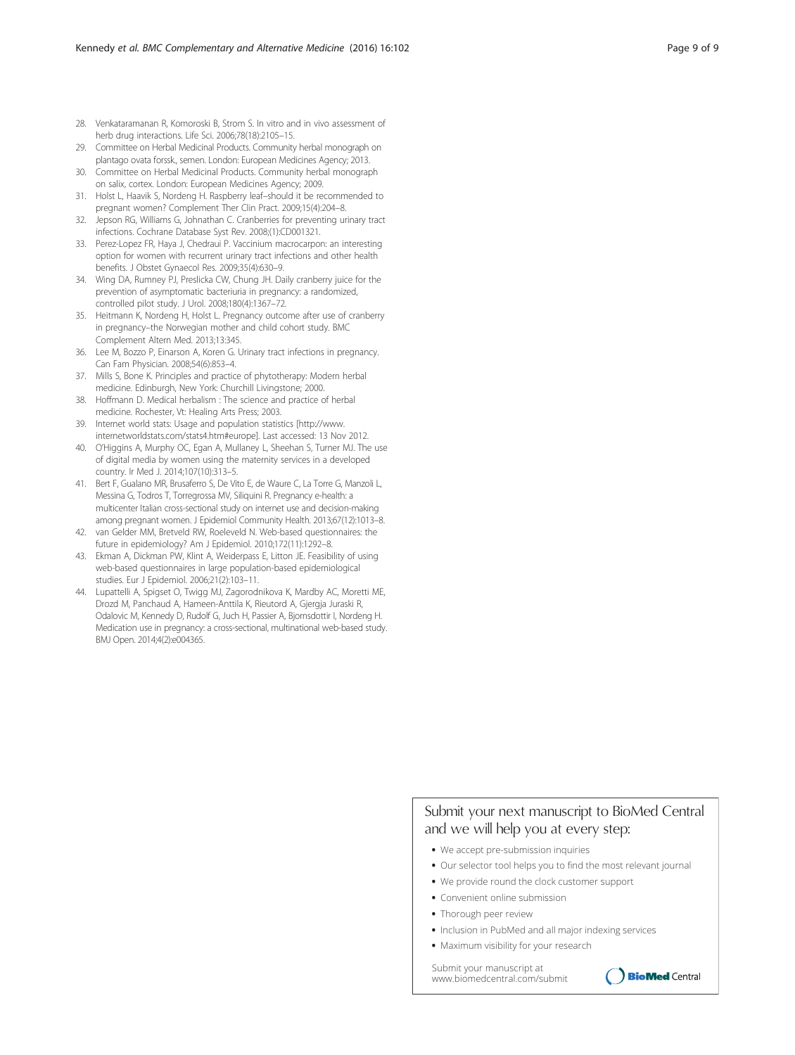28. Venkataramanan R, Komoroski B, Strom S. In vitro and in vivo assessment of herb drug interactions. Life Sci. 2006;78(18):2105–15.
29. Committee on Herbal Medicinal Products. Community herbal monograph on plantago ovata forssk., semen. London: European Medicines Agency; 2013.
30. Committee on Herbal Medicinal Products. Community herbal monograph on salix, cortex. London: European Medicines Agency; 2009.
31. Holst L, Haavik S, Nordeng H. Raspberry leaf–should it be recommended to pregnant women? Complement Ther Clin Pract. 2009;15(4):204–8.
32. Jepson RG, Williams G, Johnathan C. Cranberries for preventing urinary tract infections. Cochrane Database Syst Rev. 2008;(1):CD001321.
33. Perez-Lopez FR, Haya J, Chedraui P. Vaccinium macrocarpon: an interesting option for women with recurrent urinary tract infections and other health benefits. J Obstet Gynaecol Res. 2009;35(4):630–9.
34. Wing DA, Rumney PJ, Preslicka CW, Chung JH. Daily cranberry juice for the prevention of asymptomatic bacteriuria in pregnancy: a randomized, controlled pilot study. J Urol. 2008;180(4):1367–72.
35. Heitmann K, Nordeng H, Holst L. Pregnancy outcome after use of cranberry in pregnancy–the Norwegian mother and child cohort study. BMC Complement Altern Med. 2013;13:345.
36. Lee M, Bozzo P, Einarson A, Koren G. Urinary tract infections in pregnancy. Can Fam Physician. 2008;54(6):853–4.
37. Mills S, Bone K. Principles and practice of phytotherapy: Modern herbal medicine. Edinburgh, New York: Churchill Livingstone; 2000.
38. Hoffmann D. Medical herbalism : The science and practice of herbal medicine. Rochester, Vt: Healing Arts Press; 2003.
39. Internet world stats: Usage and population statistics [http://www.internetworldstats.com/stats4.htm#europe]. Last accessed: 13 Nov 2012.
40. O'Higgins A, Murphy OC, Egan A, Mullaney L, Sheehan S, Turner MJ. The use of digital media by women using the maternity services in a developed country. Ir Med J. 2014;107(10):313–5.
41. Bert F, Gualano MR, Brusaferro S, De Vito E, de Waure C, La Torre G, Manzoli L, Messina G, Todros T, Torregrossa MV, Siliquini R. Pregnancy e-health: a multicenter Italian cross-sectional study on internet use and decision-making among pregnant women. J Epidemiol Community Health. 2013;67(12):1013–8.
42. van Gelder MM, Bretveld RW, Roeleveld N. Web-based questionnaires: the future in epidemiology? Am J Epidemiol. 2010;172(11):1292–8.
43. Ekman A, Dickman PW, Klint A, Weiderpass E, Litton JE. Feasibility of using web-based questionnaires in large population-based epidemiological studies. Eur J Epidemiol. 2006;21(2):103–11.
44. Lupattelli A, Spigset O, Twigg MJ, Zagorodnikova K, Mardby AC, Moretti ME, Drozd M, Panchaud A, Hameen-Anttila K, Rieutord A, Gjergja Juraski R, Odalovic M, Kennedy D, Rudolf G, Juch H, Passier A, Bjornsdottir I, Nordeng H. Medication use in pregnancy: a cross-sectional, multinational web-based study. BMJ Open. 2014;4(2):e004365.

Submit your next manuscript to BioMed Central and we will help you at every step:

- We accept pre-submission inquiries
- Our selector tool helps you to find the most relevant journal
- We provide round the clock customer support
- Convenient online submission
- Thorough peer review
- Inclusion in PubMed and all major indexing services
- Maximum visibility for your research

Submit your manuscript at www.biomedcentral.com/submit

BioMed Central